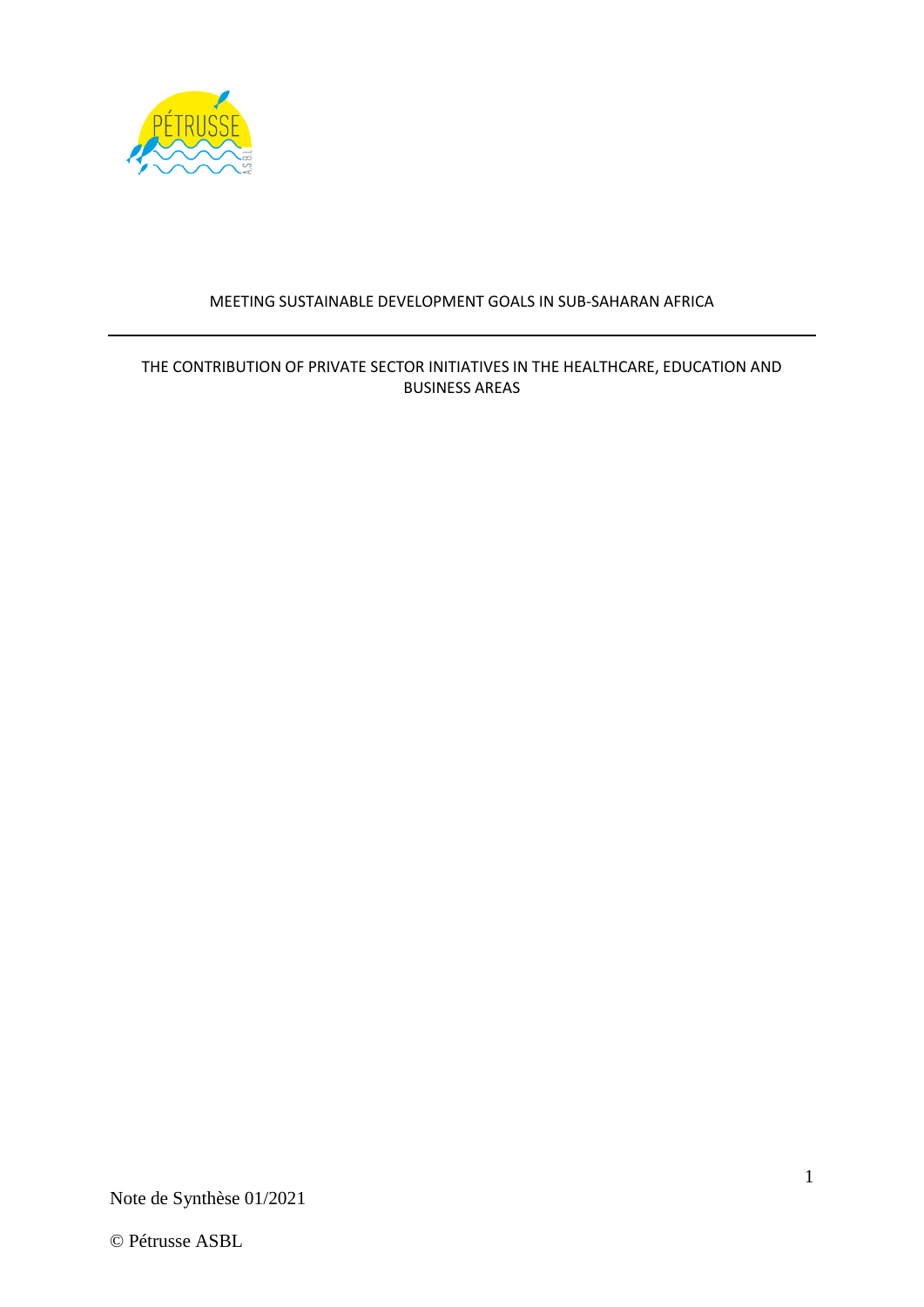# MEETING SUSTAINABLE DEVELOPMENT GOALS IN SUB-SAHARAN AFRICA

---

## THE CONTRIBUTION OF PRIVATE SECTOR INITIATIVES IN THE HEALTHCARE, EDUCATION AND BUSINESS AREAS

Note de Synthèse 01/2021

© Pétrusse ASBL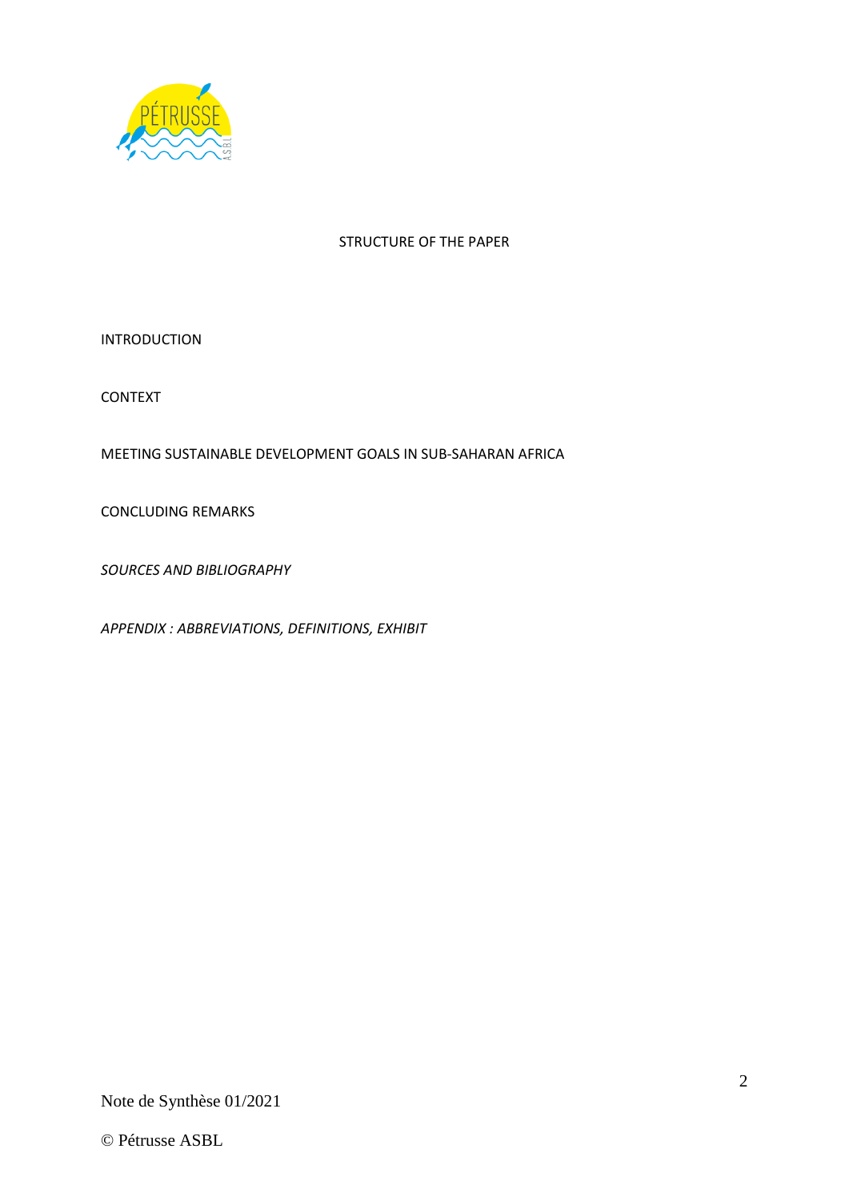# STRUCTURE OF THE PAPER

INTRODUCTION

CONTEXT

MEETING SUSTAINABLE DEVELOPMENT GOALS IN SUB-SAHARAN AFRICA

CONCLUDING REMARKS

*SOURCES AND BIBLIOGRAPHY*

*APPENDIX : ABBREVIATIONS, DEFINITIONS, EXHIBIT*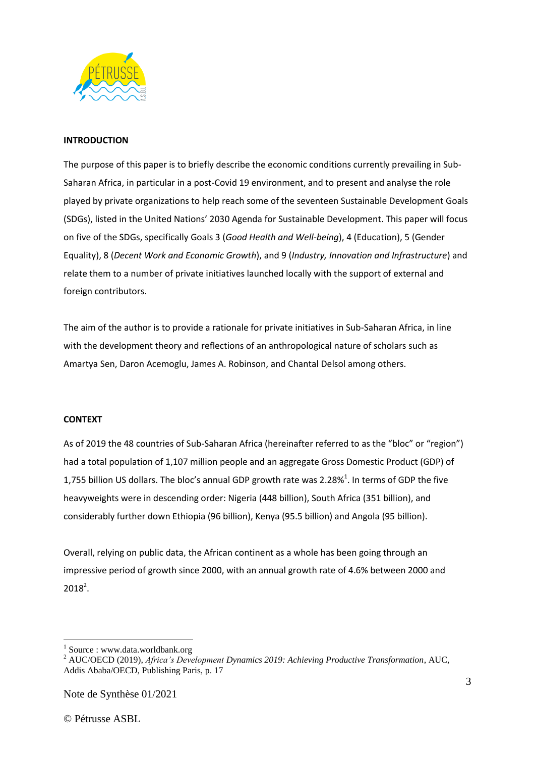## INTRODUCTION

The purpose of this paper is to briefly describe the economic conditions currently prevailing in Sub-Saharan Africa, in particular in a post-Covid 19 environment, and to present and analyse the role played by private organizations to help reach some of the seventeen Sustainable Development Goals (SDGs), listed in the United Nations' 2030 Agenda for Sustainable Development. This paper will focus on five of the SDGs, specifically Goals 3 (*Good Health and Well-being*), 4 (Education), 5 (Gender Equality), 8 (*Decent Work and Economic Growth*), and 9 (*Industry, Innovation and Infrastructure*) and relate them to a number of private initiatives launched locally with the support of external and foreign contributors.

The aim of the author is to provide a rationale for private initiatives in Sub-Saharan Africa, in line with the development theory and reflections of an anthropological nature of scholars such as Amartya Sen, Daron Acemoglu, James A. Robinson, and Chantal Delsol among others.

## CONTEXT

As of 2019 the 48 countries of Sub-Saharan Africa (hereinafter referred to as the "bloc" or "region") had a total population of 1,107 million people and an aggregate Gross Domestic Product (GDP) of 1,755 billion US dollars. The bloc's annual GDP growth rate was 2.28%[1]. In terms of GDP the five heavyweights were in descending order: Nigeria (448 billion), South Africa (351 billion), and considerably further down Ethiopia (96 billion), Kenya (95.5 billion) and Angola (95 billion).

Overall, relying on public data, the African continent as a whole has been going through an impressive period of growth since 2000, with an annual growth rate of 4.6% between 2000 and 2018[2].

---

[1] Source : www.data.worldbank.org

[2] AUC/OECD (2019), *Africa's Development Dynamics 2019: Achieving Productive Transformation*, AUC, Addis Ababa/OECD, Publishing Paris, p. 17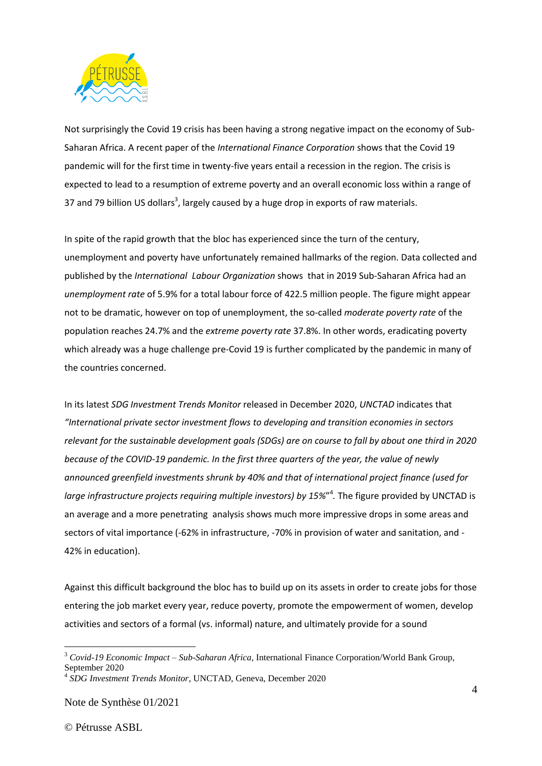Not surprisingly the Covid 19 crisis has been having a strong negative impact on the economy of Sub-Saharan Africa. A recent paper of the *International Finance Corporation* shows that the Covid 19 pandemic will for the first time in twenty-five years entail a recession in the region. The crisis is expected to lead to a resumption of extreme poverty and an overall economic loss within a range of 37 and 79 billion US dollars[3], largely caused by a huge drop in exports of raw materials.

In spite of the rapid growth that the bloc has experienced since the turn of the century, unemployment and poverty have unfortunately remained hallmarks of the region. Data collected and published by the *International Labour Organization* shows that in 2019 Sub-Saharan Africa had an *unemployment rate* of 5.9% for a total labour force of 422.5 million people. The figure might appear not to be dramatic, however on top of unemployment, the so-called *moderate poverty rate* of the population reaches 24.7% and the *extreme poverty rate* 37.8%. In other words, eradicating poverty which already was a huge challenge pre-Covid 19 is further complicated by the pandemic in many of the countries concerned.

In its latest *SDG Investment Trends Monitor* released in December 2020, *UNCTAD* indicates that *"International private sector investment flows to developing and transition economies in sectors relevant for the sustainable development goals (SDGs) are on course to fall by about one third in 2020 because of the COVID-19 pandemic. In the first three quarters of the year, the value of newly announced greenfield investments shrunk by 40% and that of international project finance (used for large infrastructure projects requiring multiple investors) by 15%"*[4]. The figure provided by UNCTAD is an average and a more penetrating analysis shows much more impressive drops in some areas and sectors of vital importance (-62% in infrastructure, -70% in provision of water and sanitation, and -42% in education).

Against this difficult background the bloc has to build up on its assets in order to create jobs for those entering the job market every year, reduce poverty, promote the empowerment of women, develop activities and sectors of a formal (vs. informal) nature, and ultimately provide for a sound

---

[3] *Covid-19 Economic Impact – Sub-Saharan Africa*, International Finance Corporation/World Bank Group, September 2020

[4] *SDG Investment Trends Monitor*, UNCTAD, Geneva, December 2020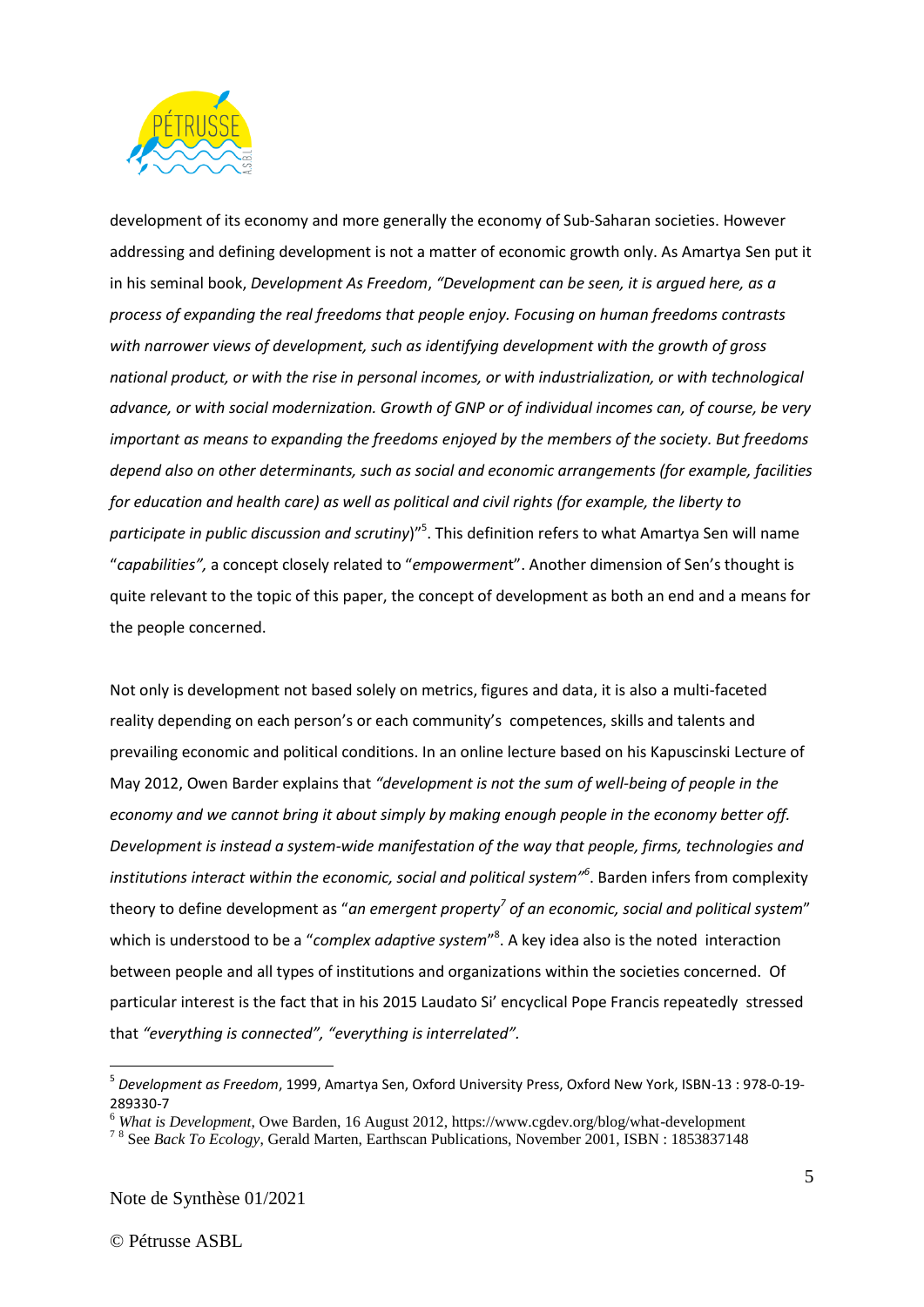development of its economy and more generally the economy of Sub-Saharan societies. However addressing and defining development is not a matter of economic growth only. As Amartya Sen put it in his seminal book, *Development As Freedom*, *"Development can be seen, it is argued here, as a process of expanding the real freedoms that people enjoy. Focusing on human freedoms contrasts with narrower views of development, such as identifying development with the growth of gross national product, or with the rise in personal incomes, or with industrialization, or with technological advance, or with social modernization. Growth of GNP or of individual incomes can, of course, be very important as means to expanding the freedoms enjoyed by the members of the society. But freedoms depend also on other determinants, such as social and economic arrangements (for example, facilities for education and health care) as well as political and civil rights (for example, the liberty to participate in public discussion and scrutiny*)"[5]. This definition refers to what Amartya Sen will name "*capabilities",* a concept closely related to "*empowermen*t". Another dimension of Sen's thought is quite relevant to the topic of this paper, the concept of development as both an end and a means for the people concerned.

Not only is development not based solely on metrics, figures and data, it is also a multi-faceted reality depending on each person's or each community's competences, skills and talents and prevailing economic and political conditions. In an online lecture based on his Kapuscinski Lecture of May 2012, Owen Barder explains that *"development is not the sum of well-being of people in the economy and we cannot bring it about simply by making enough people in the economy better off. Development is instead a system-wide manifestation of the way that people, firms, technologies and institutions interact within the economic, social and political system"*[6]. Barden infers from complexity theory to define development as "*an emergent property*[7] *of an economic, social and political system*" which is understood to be a "*complex adaptive system*"[8]. A key idea also is the noted interaction between people and all types of institutions and organizations within the societies concerned. Of particular interest is the fact that in his 2015 Laudato Si' encyclical Pope Francis repeatedly stressed that *"everything is connected", "everything is interrelated".*

---

[5] *Development as Freedom*, 1999, Amartya Sen, Oxford University Press, Oxford New York, ISBN-13 : 978-0-19-289330-7

[6] *What is Development*, Owe Barden, 16 August 2012, https://www.cgdev.org/blog/what-development

[7] [8] See *Back To Ecology*, Gerald Marten, Earthscan Publications, November 2001, ISBN : 1853837148

Note de Synthèse 01/2021

© Pétrusse ASBL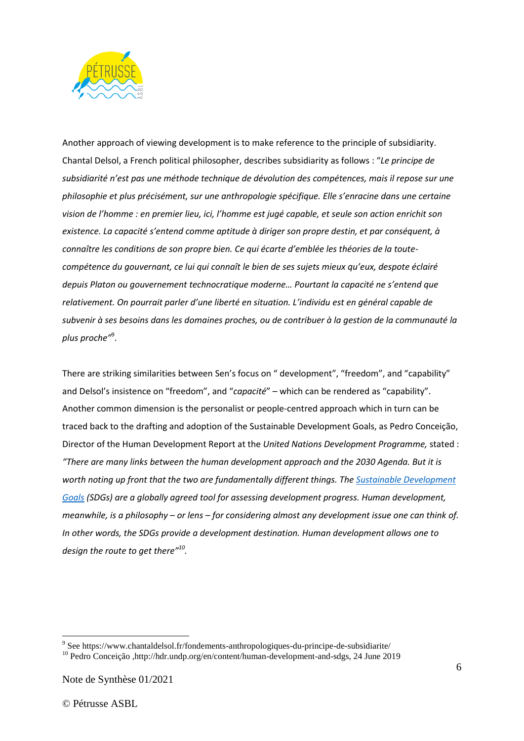Another approach of viewing development is to make reference to the principle of subsidiarity. Chantal Delsol, a French political philosopher, describes subsidiarity as follows : "*Le principe de subsidiarité n'est pas une méthode technique de dévolution des compétences, mais il repose sur une philosophie et plus précisément, sur une anthropologie spécifique. Elle s'enracine dans une certaine vision de l'homme : en premier lieu, ici, l'homme est jugé capable, et seule son action enrichit son existence. La capacité s'entend comme aptitude à diriger son propre destin, et par conséquent, à connaître les conditions de son propre bien. Ce qui écarte d'emblée les théories de la toute-compétence du gouvernant, ce lui qui connaît le bien de ses sujets mieux qu'eux, despote éclairé depuis Platon ou gouvernement technocratique moderne… Pourtant la capacité ne s'entend que relativement. On pourrait parler d'une liberté en situation. L'individu est en général capable de subvenir à ses besoins dans les domaines proches, ou de contribuer à la gestion de la communauté la plus proche*"[9].

There are striking similarities between Sen's focus on " development", "freedom", and "capability" and Delsol's insistence on "freedom", and "*capacité*" – which can be rendered as "capability". Another common dimension is the personalist or people-centred approach which in turn can be traced back to the drafting and adoption of the Sustainable Development Goals, as Pedro Conceição, Director of the Human Development Report at the *United Nations Development Programme,* stated : *"There are many links between the human development approach and the 2030 Agenda. But it is worth noting up front that the two are fundamentally different things. The Sustainable Development Goals (SDGs) are a globally agreed tool for assessing development progress. Human development, meanwhile, is a philosophy – or lens – for considering almost any development issue one can think of. In other words, the SDGs provide a development destination. Human development allows one to design the route to get there"*[10].

---

[9] See https://www.chantaldelsol.fr/fondements-anthropologiques-du-principe-de-subsidiarite/

[10] Pedro Conceição ,http://hdr.undp.org/en/content/human-development-and-sdgs, 24 June 2019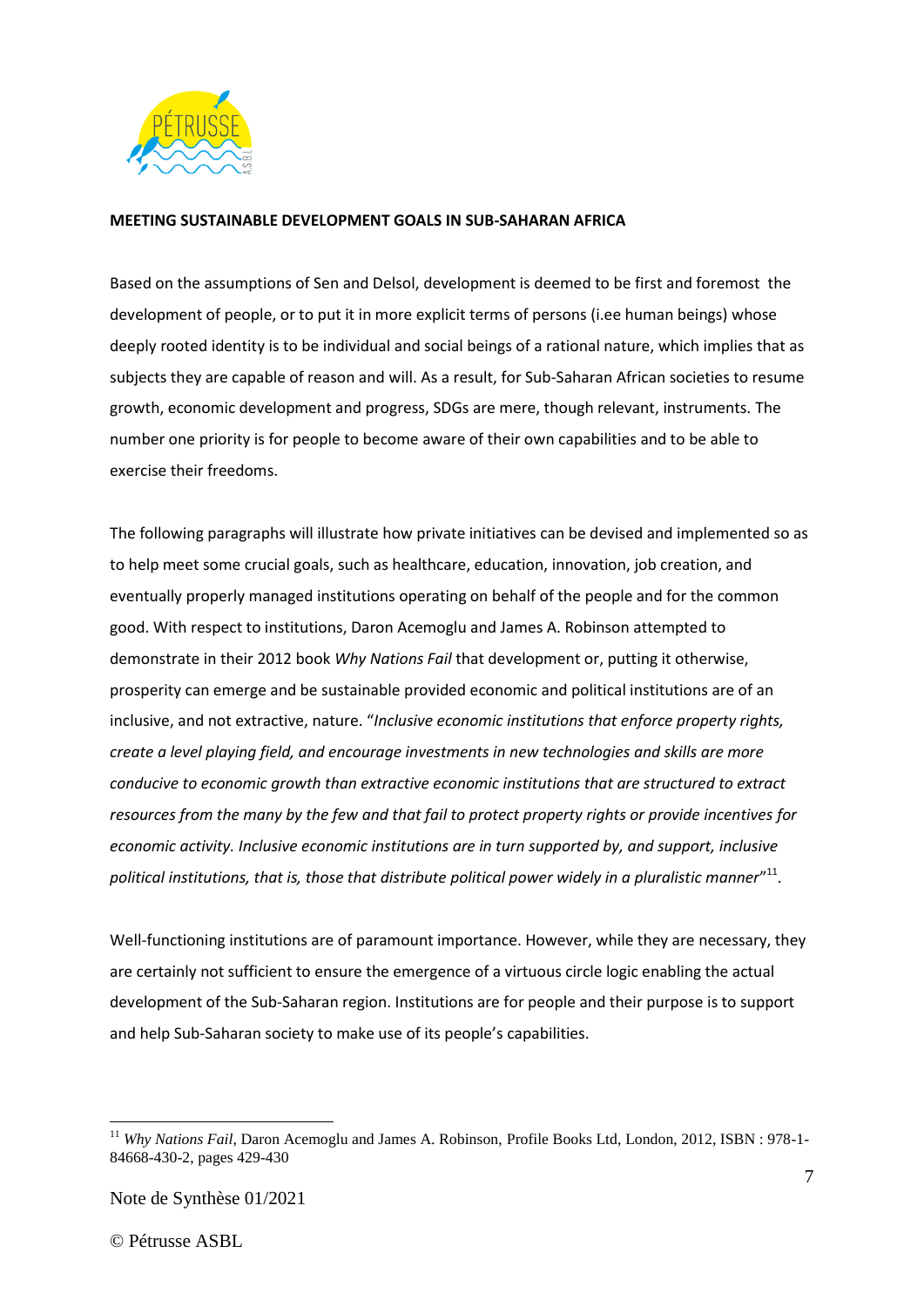**MEETING SUSTAINABLE DEVELOPMENT GOALS IN SUB-SAHARAN AFRICA**

Based on the assumptions of Sen and Delsol, development is deemed to be first and foremost the development of people, or to put it in more explicit terms of persons (i.ee human beings) whose deeply rooted identity is to be individual and social beings of a rational nature, which implies that as subjects they are capable of reason and will. As a result, for Sub-Saharan African societies to resume growth, economic development and progress, SDGs are mere, though relevant, instruments. The number one priority is for people to become aware of their own capabilities and to be able to exercise their freedoms.

The following paragraphs will illustrate how private initiatives can be devised and implemented so as to help meet some crucial goals, such as healthcare, education, innovation, job creation, and eventually properly managed institutions operating on behalf of the people and for the common good. With respect to institutions, Daron Acemoglu and James A. Robinson attempted to demonstrate in their 2012 book *Why Nations Fail* that development or, putting it otherwise, prosperity can emerge and be sustainable provided economic and political institutions are of an inclusive, and not extractive, nature. "*Inclusive economic institutions that enforce property rights, create a level playing field, and encourage investments in new technologies and skills are more conducive to economic growth than extractive economic institutions that are structured to extract resources from the many by the few and that fail to protect property rights or provide incentives for economic activity. Inclusive economic institutions are in turn supported by, and support, inclusive political institutions, that is, those that distribute political power widely in a pluralistic manner*"[11].

Well-functioning institutions are of paramount importance. However, while they are necessary, they are certainly not sufficient to ensure the emergence of a virtuous circle logic enabling the actual development of the Sub-Saharan region. Institutions are for people and their purpose is to support and help Sub-Saharan society to make use of its people's capabilities.

---

[11] *Why Nations Fail*, Daron Acemoglu and James A. Robinson, Profile Books Ltd, London, 2012, ISBN : 978-1-84668-430-2, pages 429-430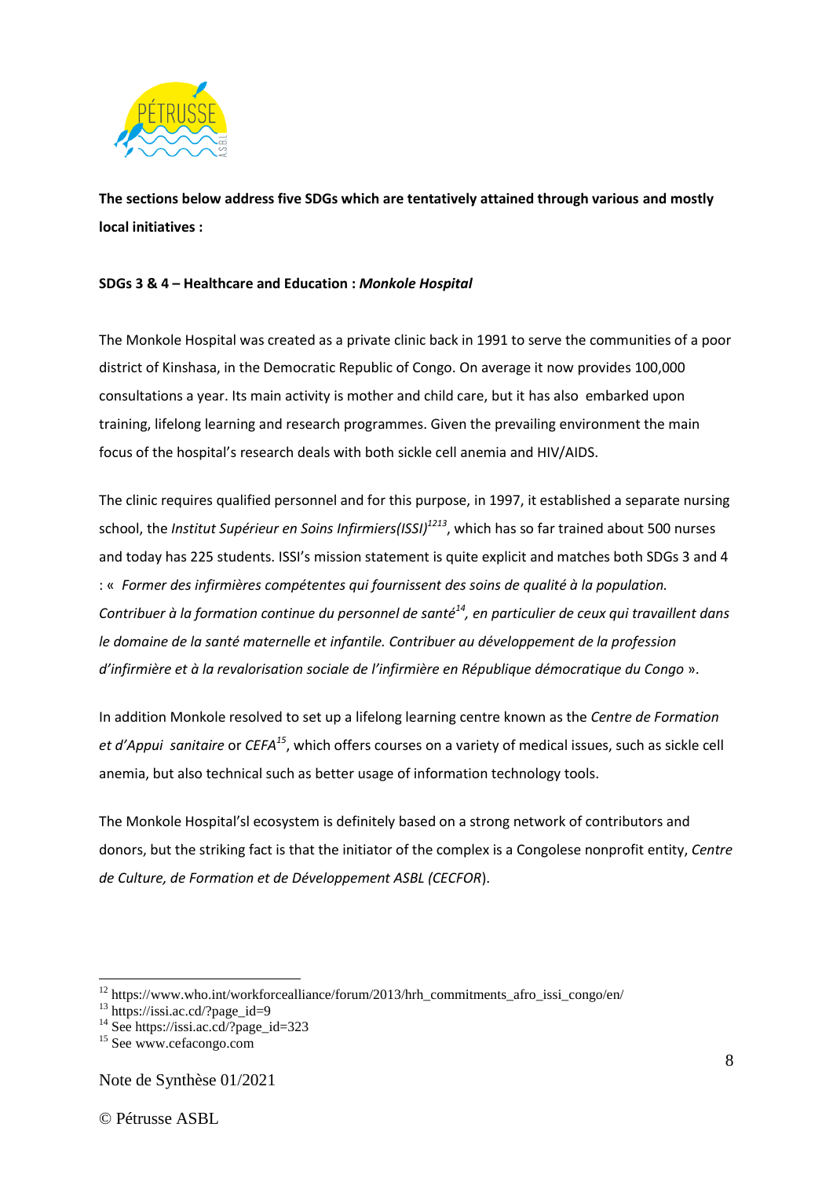**The sections below address five SDGs which are tentatively attained through various and mostly local initiatives :**

**SDGs 3 & 4 – Healthcare and Education : *Monkole Hospital***

The Monkole Hospital was created as a private clinic back in 1991 to serve the communities of a poor district of Kinshasa, in the Democratic Republic of Congo. On average it now provides 100,000 consultations a year. Its main activity is mother and child care, but it has also embarked upon training, lifelong learning and research programmes. Given the prevailing environment the main focus of the hospital's research deals with both sickle cell anemia and HIV/AIDS.

The clinic requires qualified personnel and for this purpose, in 1997, it established a separate nursing school, the *Institut Supérieur en Soins Infirmiers(ISSI)*[12][13], which has so far trained about 500 nurses and today has 225 students. ISSI's mission statement is quite explicit and matches both SDGs 3 and 4 : « *Former des infirmières compétentes qui fournissent des soins de qualité à la population. Contribuer à la formation continue du personnel de santé*[14]*, en particulier de ceux qui travaillent dans le domaine de la santé maternelle et infantile. Contribuer au développement de la profession d'infirmière et à la revalorisation sociale de l'infirmière en République démocratique du Congo* ».

In addition Monkole resolved to set up a lifelong learning centre known as the *Centre de Formation et d'Appui sanitaire* or *CEFA*[15], which offers courses on a variety of medical issues, such as sickle cell anemia, but also technical such as better usage of information technology tools.

The Monkole Hospital'sl ecosystem is definitely based on a strong network of contributors and donors, but the striking fact is that the initiator of the complex is a Congolese nonprofit entity, *Centre de Culture, de Formation et de Développement ASBL (CECFOR*).

---

[12] https://www.who.int/workforcealliance/forum/2013/hrh_commitments_afro_issi_congo/en/
[13] https://issi.ac.cd/?page_id=9
[14] See https://issi.ac.cd/?page_id=323
[15] See www.cefacongo.com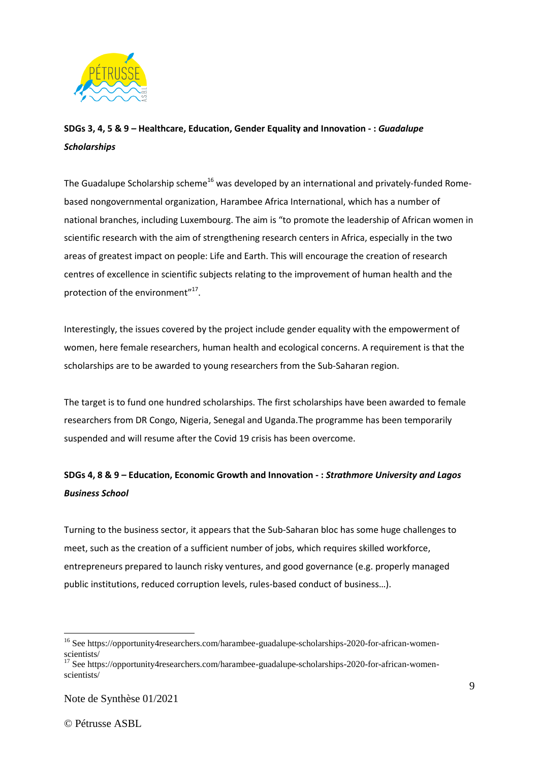**SDGs 3, 4, 5 & 9 – Healthcare, Education, Gender Equality and Innovation - : *Guadalupe Scholarships***

The Guadalupe Scholarship scheme[16] was developed by an international and privately-funded Rome-based nongovernmental organization, Harambee Africa International, which has a number of national branches, including Luxembourg. The aim is "to promote the leadership of African women in scientific research with the aim of strengthening research centers in Africa, especially in the two areas of greatest impact on people: Life and Earth. This will encourage the creation of research centres of excellence in scientific subjects relating to the improvement of human health and the protection of the environment"[17].

Interestingly, the issues covered by the project include gender equality with the empowerment of women, here female researchers, human health and ecological concerns. A requirement is that the scholarships are to be awarded to young researchers from the Sub-Saharan region.

The target is to fund one hundred scholarships. The first scholarships have been awarded to female researchers from DR Congo, Nigeria, Senegal and Uganda.The programme has been temporarily suspended and will resume after the Covid 19 crisis has been overcome.

**SDGs 4, 8 & 9 – Education, Economic Growth and Innovation - : *Strathmore University and Lagos Business School***

Turning to the business sector, it appears that the Sub-Saharan bloc has some huge challenges to meet, such as the creation of a sufficient number of jobs, which requires skilled workforce, entrepreneurs prepared to launch risky ventures, and good governance (e.g. properly managed public institutions, reduced corruption levels, rules-based conduct of business…).

---

[16] See https://opportunity4researchers.com/harambee-guadalupe-scholarships-2020-for-african-women-scientists/

[17] See https://opportunity4researchers.com/harambee-guadalupe-scholarships-2020-for-african-women-scientists/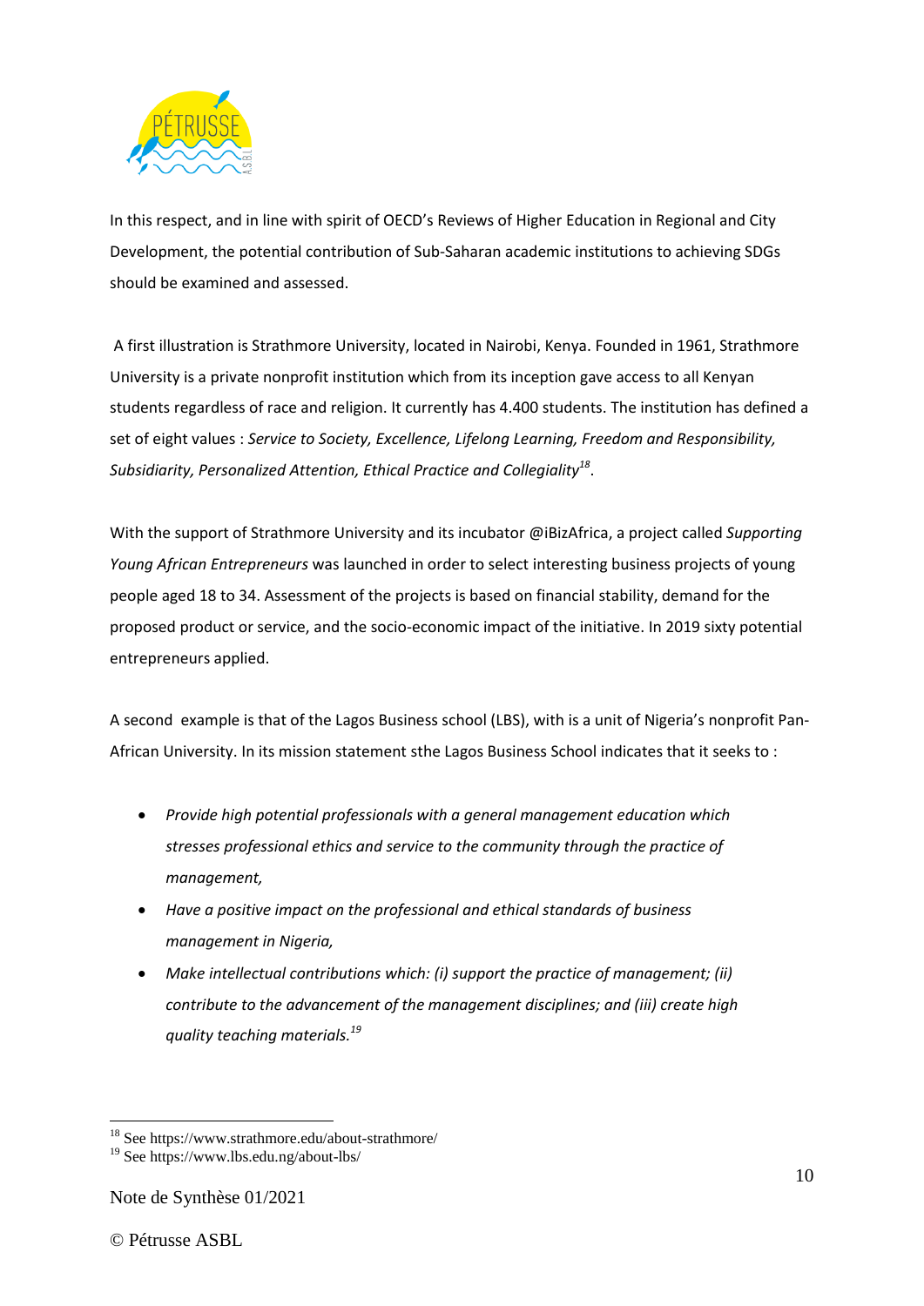In this respect, and in line with spirit of OECD's Reviews of Higher Education in Regional and City Development, the potential contribution of Sub-Saharan academic institutions to achieving SDGs should be examined and assessed.

A first illustration is Strathmore University, located in Nairobi, Kenya. Founded in 1961, Strathmore University is a private nonprofit institution which from its inception gave access to all Kenyan students regardless of race and religion. It currently has 4.400 students. The institution has defined a set of eight values : *Service to Society, Excellence, Lifelong Learning, Freedom and Responsibility, Subsidiarity, Personalized Attention, Ethical Practice and Collegiality*[18].

With the support of Strathmore University and its incubator @iBizAfrica, a project called *Supporting Young African Entrepreneurs* was launched in order to select interesting business projects of young people aged 18 to 34. Assessment of the projects is based on financial stability, demand for the proposed product or service, and the socio-economic impact of the initiative. In 2019 sixty potential entrepreneurs applied.

A second example is that of the Lagos Business school (LBS), with is a unit of Nigeria's nonprofit Pan-African University. In its mission statement sthe Lagos Business School indicates that it seeks to :

- *Provide high potential professionals with a general management education which stresses professional ethics and service to the community through the practice of management,*
- *Have a positive impact on the professional and ethical standards of business management in Nigeria,*
- *Make intellectual contributions which: (i) support the practice of management; (ii) contribute to the advancement of the management disciplines; and (iii) create high quality teaching materials.*[19]

---

[18] See https://www.strathmore.edu/about-strathmore/

[19] See https://www.lbs.edu.ng/about-lbs/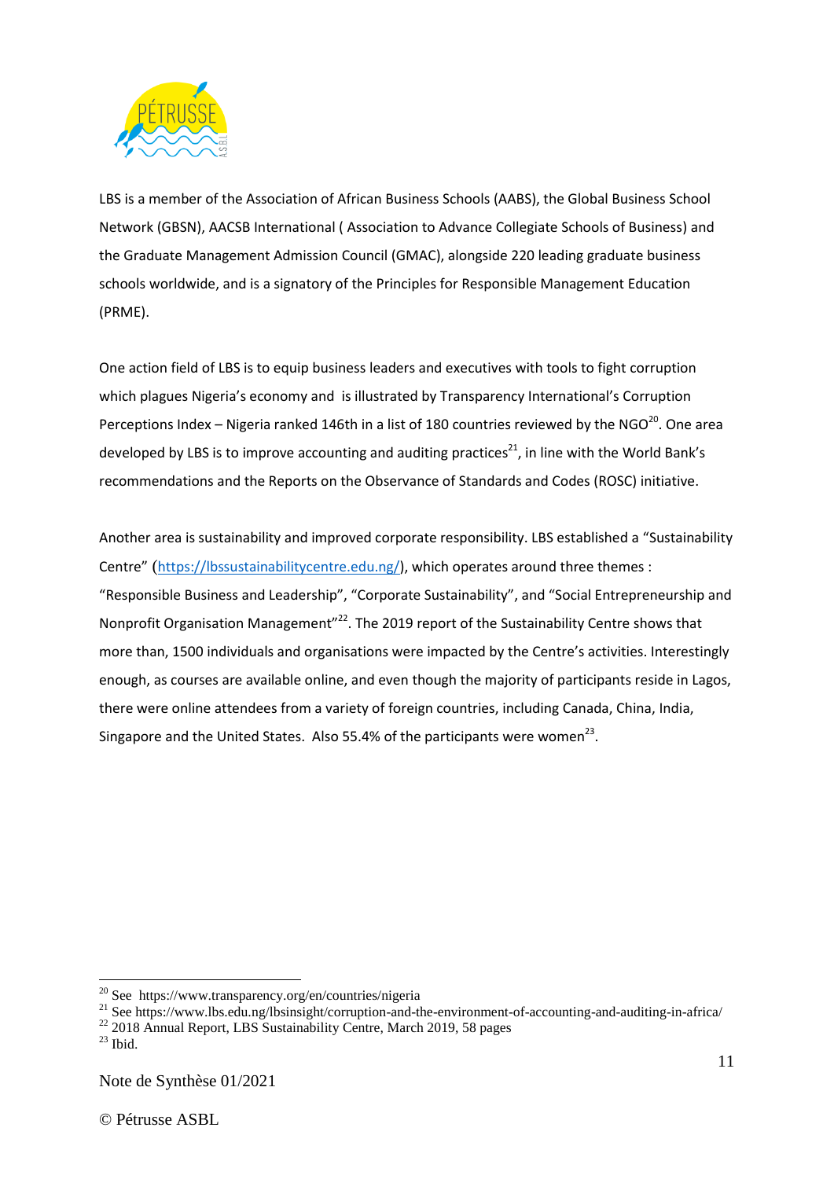LBS is a member of the Association of African Business Schools (AABS), the Global Business School Network (GBSN), AACSB International ( Association to Advance Collegiate Schools of Business) and the Graduate Management Admission Council (GMAC), alongside 220 leading graduate business schools worldwide, and is a signatory of the Principles for Responsible Management Education (PRME).

One action field of LBS is to equip business leaders and executives with tools to fight corruption which plagues Nigeria's economy and is illustrated by Transparency International's Corruption Perceptions Index – Nigeria ranked 146th in a list of 180 countries reviewed by the NGO[20]. One area developed by LBS is to improve accounting and auditing practices[21], in line with the World Bank's recommendations and the Reports on the Observance of Standards and Codes (ROSC) initiative.

Another area is sustainability and improved corporate responsibility. LBS established a "Sustainability Centre" (https://lbssustainabilitycentre.edu.ng/), which operates around three themes : "Responsible Business and Leadership", "Corporate Sustainability", and "Social Entrepreneurship and Nonprofit Organisation Management"[22]. The 2019 report of the Sustainability Centre shows that more than, 1500 individuals and organisations were impacted by the Centre's activities. Interestingly enough, as courses are available online, and even though the majority of participants reside in Lagos, there were online attendees from a variety of foreign countries, including Canada, China, India, Singapore and the United States. Also 55.4% of the participants were women[23].

---

[20] See https://www.transparency.org/en/countries/nigeria

[21] See https://www.lbs.edu.ng/lbsinsight/corruption-and-the-environment-of-accounting-and-auditing-in-africa/

[22] 2018 Annual Report, LBS Sustainability Centre, March 2019, 58 pages

[23] Ibid.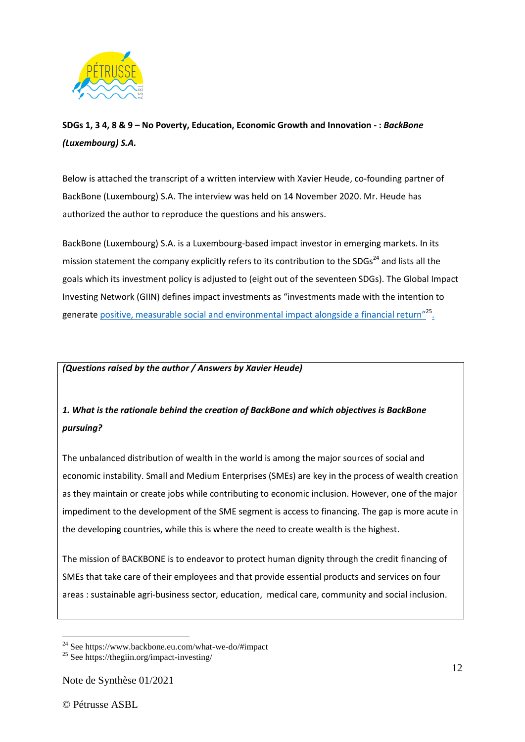**SDGs 1, 3 4, 8 & 9 – No Poverty, Education, Economic Growth and Innovation - :** ***BackBone (Luxembourg) S.A.***

Below is attached the transcript of a written interview with Xavier Heude, co-founding partner of BackBone (Luxembourg) S.A. The interview was held on 14 November 2020. Mr. Heude has authorized the author to reproduce the questions and his answers.

BackBone (Luxembourg) S.A. is a Luxembourg-based impact investor in emerging markets. In its mission statement the company explicitly refers to its contribution to the SDGs[24] and lists all the goals which its investment policy is adjusted to (eight out of the seventeen SDGs). The Global Impact Investing Network (GIIN) defines impact investments as "investments made with the intention to generate positive, measurable social and environmental impact alongside a financial return"[25].

***(Questions raised by the author / Answers by Xavier Heude)***

***1. What is the rationale behind the creation of BackBone and which objectives is BackBone pursuing?***

The unbalanced distribution of wealth in the world is among the major sources of social and economic instability. Small and Medium Enterprises (SMEs) are key in the process of wealth creation as they maintain or create jobs while contributing to economic inclusion. However, one of the major impediment to the development of the SME segment is access to financing. The gap is more acute in the developing countries, while this is where the need to create wealth is the highest.

The mission of BACKBONE is to endeavor to protect human dignity through the credit financing of SMEs that take care of their employees and that provide essential products and services on four areas : sustainable agri-business sector, education, medical care, community and social inclusion.

[24] See https://www.backbone.eu.com/what-we-do/#impact

[25] See https://thegiin.org/impact-investing/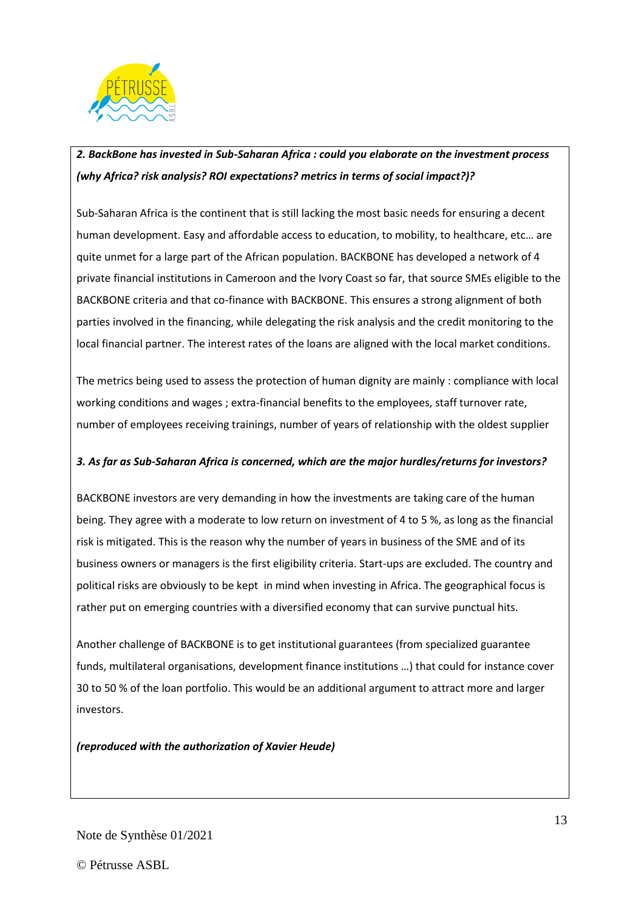***2. BackBone has invested in Sub-Saharan Africa : could you elaborate on the investment process (why Africa? risk analysis? ROI expectations? metrics in terms of social impact?)?***

Sub-Saharan Africa is the continent that is still lacking the most basic needs for ensuring a decent human development. Easy and affordable access to education, to mobility, to healthcare, etc… are quite unmet for a large part of the African population. BACKBONE has developed a network of 4 private financial institutions in Cameroon and the Ivory Coast so far, that source SMEs eligible to the BACKBONE criteria and that co-finance with BACKBONE. This ensures a strong alignment of both parties involved in the financing, while delegating the risk analysis and the credit monitoring to the local financial partner. The interest rates of the loans are aligned with the local market conditions.

The metrics being used to assess the protection of human dignity are mainly : compliance with local working conditions and wages ; extra-financial benefits to the employees, staff turnover rate, number of employees receiving trainings, number of years of relationship with the oldest supplier

***3. As far as Sub-Saharan Africa is concerned, which are the major hurdles/returns for investors?***

BACKBONE investors are very demanding in how the investments are taking care of the human being. They agree with a moderate to low return on investment of 4 to 5 %, as long as the financial risk is mitigated. This is the reason why the number of years in business of the SME and of its business owners or managers is the first eligibility criteria. Start-ups are excluded. The country and political risks are obviously to be kept in mind when investing in Africa. The geographical focus is rather put on emerging countries with a diversified economy that can survive punctual hits.

Another challenge of BACKBONE is to get institutional guarantees (from specialized guarantee funds, multilateral organisations, development finance institutions …) that could for instance cover 30 to 50 % of the loan portfolio. This would be an additional argument to attract more and larger investors.

***(reproduced with the authorization of Xavier Heude)***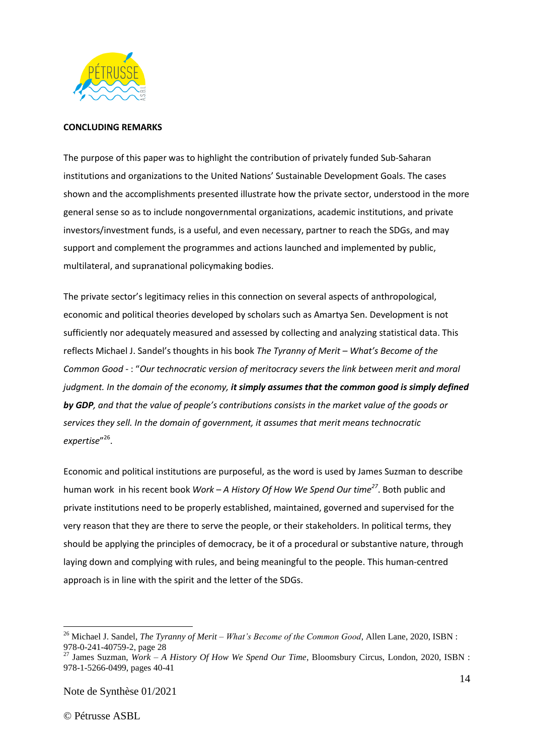**CONCLUDING REMARKS**

The purpose of this paper was to highlight the contribution of privately funded Sub-Saharan institutions and organizations to the United Nations' Sustainable Development Goals. The cases shown and the accomplishments presented illustrate how the private sector, understood in the more general sense so as to include nongovernmental organizations, academic institutions, and private investors/investment funds, is a useful, and even necessary, partner to reach the SDGs, and may support and complement the programmes and actions launched and implemented by public, multilateral, and supranational policymaking bodies.

The private sector's legitimacy relies in this connection on several aspects of anthropological, economic and political theories developed by scholars such as Amartya Sen. Development is not sufficiently nor adequately measured and assessed by collecting and analyzing statistical data. This reflects Michael J. Sandel's thoughts in his book *The Tyranny of Merit – What's Become of the Common Good* - : "*Our technocratic version of meritocracy severs the link between merit and moral judgment. In the domain of the economy, **it simply assumes that the common good is simply defined by GDP**, and that the value of people's contributions consists in the market value of the goods or services they sell. In the domain of government, it assumes that merit means technocratic expertise*"[26].

Economic and political institutions are purposeful, as the word is used by James Suzman to describe human work in his recent book *Work – A History Of How We Spend Our time*[27]. Both public and private institutions need to be properly established, maintained, governed and supervised for the very reason that they are there to serve the people, or their stakeholders. In political terms, they should be applying the principles of democracy, be it of a procedural or substantive nature, through laying down and complying with rules, and being meaningful to the people. This human-centred approach is in line with the spirit and the letter of the SDGs.

---

[26] Michael J. Sandel, *The Tyranny of Merit – What's Become of the Common Good*, Allen Lane, 2020, ISBN : 978-0-241-40759-2, page 28

[27] James Suzman, *Work – A History Of How We Spend Our Time*, Bloomsbury Circus, London, 2020, ISBN : 978-1-5266-0499, pages 40-41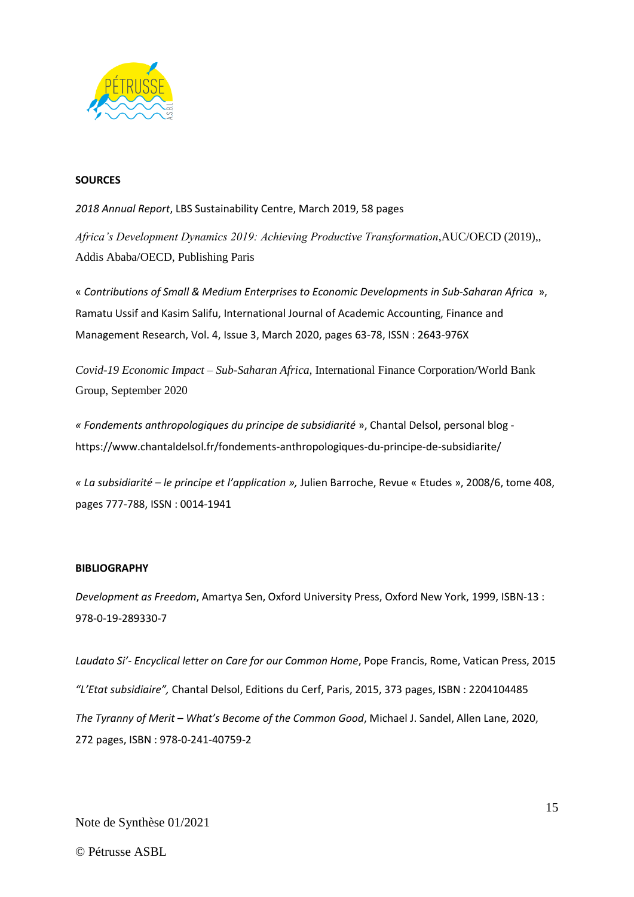**SOURCES**

*2018 Annual Report*, LBS Sustainability Centre, March 2019, 58 pages

*Africa's Development Dynamics 2019: Achieving Productive Transformation*,AUC/OECD (2019),, Addis Ababa/OECD, Publishing Paris

« *Contributions of Small & Medium Enterprises to Economic Developments in Sub-Saharan Africa* », Ramatu Ussif and Kasim Salifu, International Journal of Academic Accounting, Finance and Management Research, Vol. 4, Issue 3, March 2020, pages 63-78, ISSN : 2643-976X

*Covid-19 Economic Impact – Sub-Saharan Africa*, International Finance Corporation/World Bank Group, September 2020

*« Fondements anthropologiques du principe de subsidiarité* », Chantal Delsol, personal blog - https://www.chantaldelsol.fr/fondements-anthropologiques-du-principe-de-subsidiarite/

*« La subsidiarité – le principe et l'application »,* Julien Barroche, Revue « Etudes », 2008/6, tome 408, pages 777-788, ISSN : 0014-1941

**BIBLIOGRAPHY**

*Development as Freedom*, Amartya Sen, Oxford University Press, Oxford New York, 1999, ISBN-13 : 978-0-19-289330-7

*Laudato Si'- Encyclical letter on Care for our Common Home*, Pope Francis, Rome, Vatican Press, 2015

*"L'Etat subsidiaire",* Chantal Delsol, Editions du Cerf, Paris, 2015, 373 pages, ISBN : 2204104485

*The Tyranny of Merit – What's Become of the Common Good*, Michael J. Sandel, Allen Lane, 2020, 272 pages, ISBN : 978-0-241-40759-2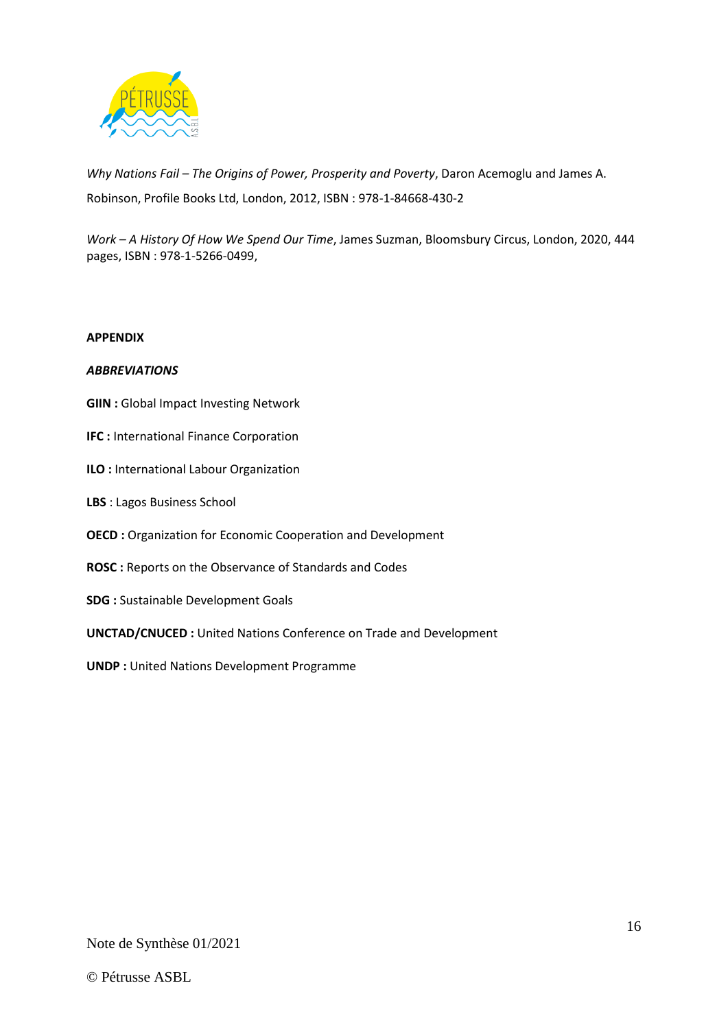*Why Nations Fail – The Origins of Power, Prosperity and Poverty*, Daron Acemoglu and James A. Robinson, Profile Books Ltd, London, 2012, ISBN : 978-1-84668-430-2

*Work – A History Of How We Spend Our Time*, James Suzman, Bloomsbury Circus, London, 2020, 444 pages, ISBN : 978-1-5266-0499,

**APPENDIX**

***ABBREVIATIONS***

**GIIN :** Global Impact Investing Network

**IFC :** International Finance Corporation

**ILO :** International Labour Organization

**LBS** : Lagos Business School

**OECD :** Organization for Economic Cooperation and Development

**ROSC :** Reports on the Observance of Standards and Codes

**SDG :** Sustainable Development Goals

**UNCTAD/CNUCED :** United Nations Conference on Trade and Development

**UNDP :** United Nations Development Programme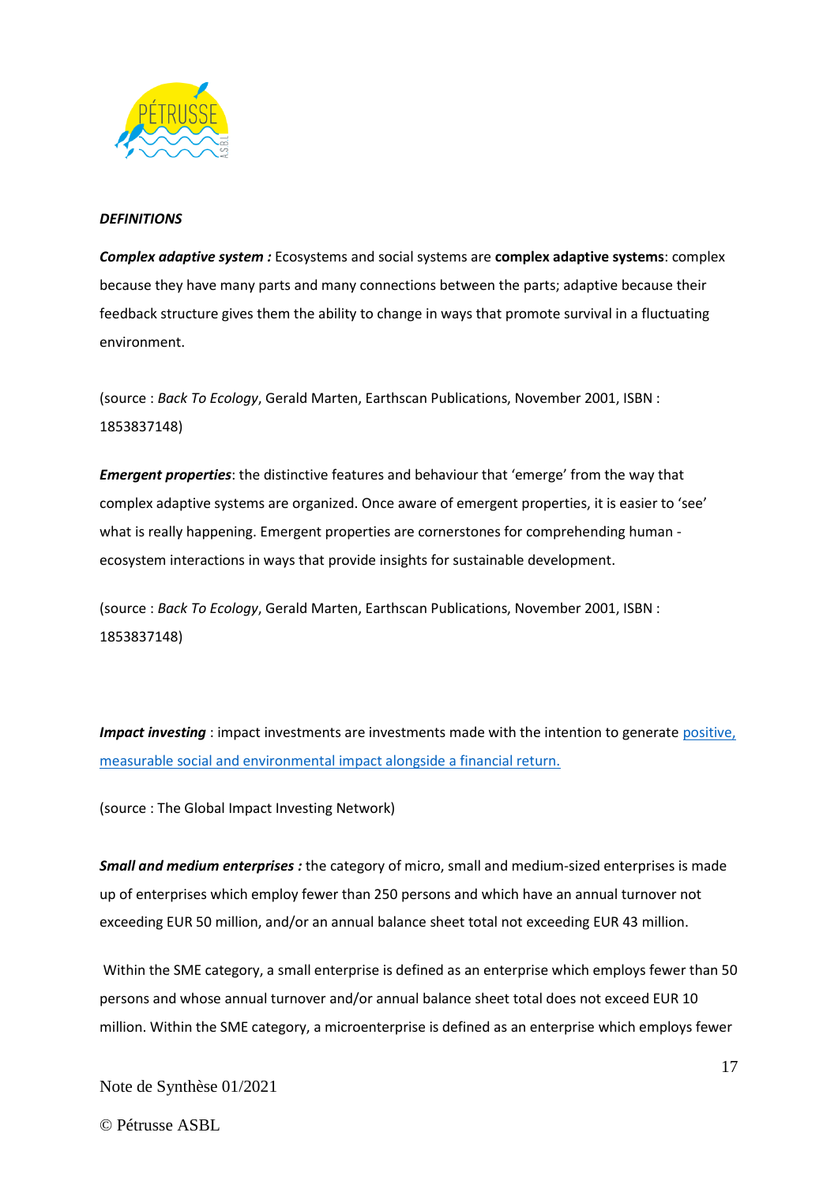***DEFINITIONS***

***Complex adaptive system :*** Ecosystems and social systems are **complex adaptive systems**: complex because they have many parts and many connections between the parts; adaptive because their feedback structure gives them the ability to change in ways that promote survival in a fluctuating environment.

(source : *Back To Ecology*, Gerald Marten, Earthscan Publications, November 2001, ISBN : 1853837148)

***Emergent properties***: the distinctive features and behaviour that 'emerge' from the way that complex adaptive systems are organized. Once aware of emergent properties, it is easier to 'see' what is really happening. Emergent properties are cornerstones for comprehending human - ecosystem interactions in ways that provide insights for sustainable development.

(source : *Back To Ecology*, Gerald Marten, Earthscan Publications, November 2001, ISBN : 1853837148)

***Impact investing*** : impact investments are investments made with the intention to generate positive, measurable social and environmental impact alongside a financial return.

(source : The Global Impact Investing Network)

***Small and medium enterprises :*** the category of micro, small and medium-sized enterprises is made up of enterprises which employ fewer than 250 persons and which have an annual turnover not exceeding EUR 50 million, and/or an annual balance sheet total not exceeding EUR 43 million.

Within the SME category, a small enterprise is defined as an enterprise which employs fewer than 50 persons and whose annual turnover and/or annual balance sheet total does not exceed EUR 10 million. Within the SME category, a microenterprise is defined as an enterprise which employs fewer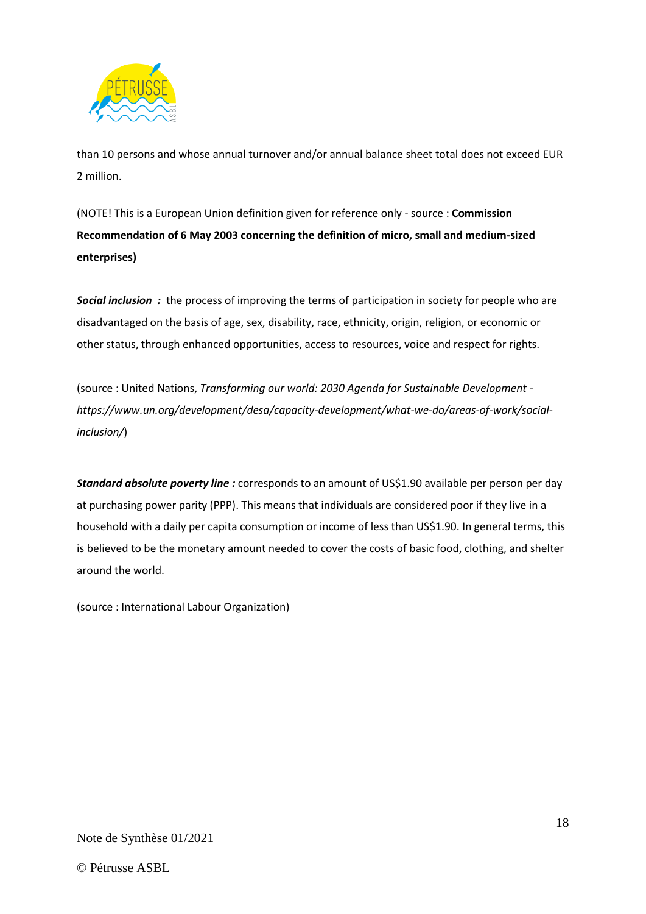than 10 persons and whose annual turnover and/or annual balance sheet total does not exceed EUR 2 million.

(NOTE! This is a European Union definition given for reference only - source : **Commission Recommendation of 6 May 2003 concerning the definition of micro, small and medium-sized enterprises)**

***Social inclusion :*** the process of improving the terms of participation in society for people who are disadvantaged on the basis of age, sex, disability, race, ethnicity, origin, religion, or economic or other status, through enhanced opportunities, access to resources, voice and respect for rights.

(source : United Nations, *Transforming our world: 2030 Agenda for Sustainable Development - https://www.un.org/development/desa/capacity-development/what-we-do/areas-of-work/social-inclusion/*)

***Standard absolute poverty line :*** corresponds to an amount of US$1.90 available per person per day at purchasing power parity (PPP). This means that individuals are considered poor if they live in a household with a daily per capita consumption or income of less than US$1.90. In general terms, this is believed to be the monetary amount needed to cover the costs of basic food, clothing, and shelter around the world.

(source : International Labour Organization)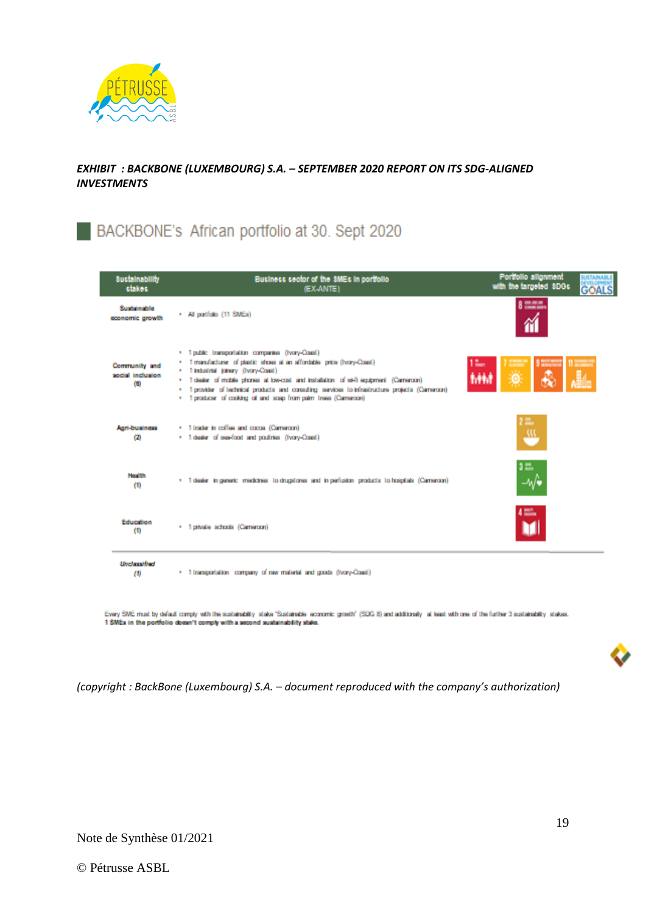***EXHIBIT : BACKBONE (LUXEMBOURG) S.A. – SEPTEMBER 2020 REPORT ON ITS SDG-ALIGNED INVESTMENTS***

## BACKBONE's African portfolio at 30. Sept 2020

| Sustainability stakes | Business sector of the SMEs in portfolio (EX-ANTE) | Portfolio alignment with the targeted SDGs |
|---|---|---|
| Sustainable economic growth | • All portfolio (11 SMEs) | 8 |
| Community and social inclusion (6) | • 1 public transportation companies (Ivory-Coast)<br>• 1 manufacturer of plastic shoes at an affordable price (Ivory-Coast)<br>• 1 industrial joinery (Ivory-Coast)<br>• 1 dealer of mobile phones at low-cost and installation of wi-fi equipment (Cameroon)<br>• 1 provider of technical products and consulting services to infrastructure projects (Cameroon)<br>• 1 producer of cooking oil and soap from palm trees (Cameroon) | 1, 7, 9, 11 |
| Agri-business (2) | • 1 trader in coffee and cocoa (Cameroon)<br>• 1 dealer of sea-food and poultries (Ivory-Coast) | 2 |
| Health (1) | • 1 dealer in generic medicines to drugstores and in perfusion products to hospitals (Cameroon) | 3 |
| Education (1) | • 1 private schools (Cameroon) | 4 |
| *Unclassified (1)* | • 1 transportation company of raw material and goods (Ivory-Coast) | |

Every SME must by default comply with the sustainability stake "Sustainable economic growth" (SDG 8) and additionally at least with one of the further 3 sustainability stakes.
**1 SMEs in the portfolio doesn't comply with a second sustainability stake.**

*(copyright : BackBone (Luxembourg) S.A. – document reproduced with the company's authorization)*